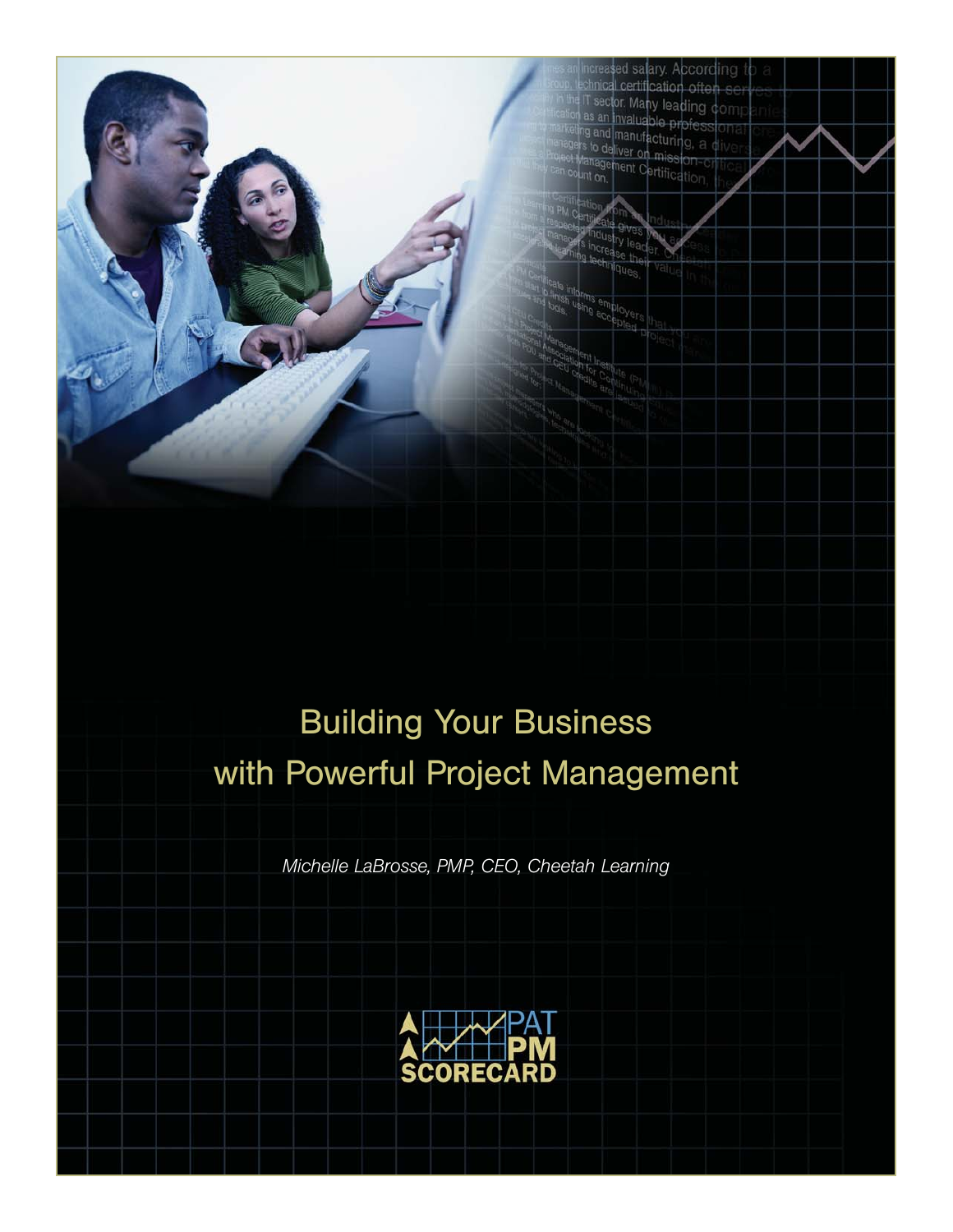# Building Your Business with Powerful Project Management

*Michelle LaBrosse, PMP, CEO, Cheetah Learning*

PAT PM SCORECARD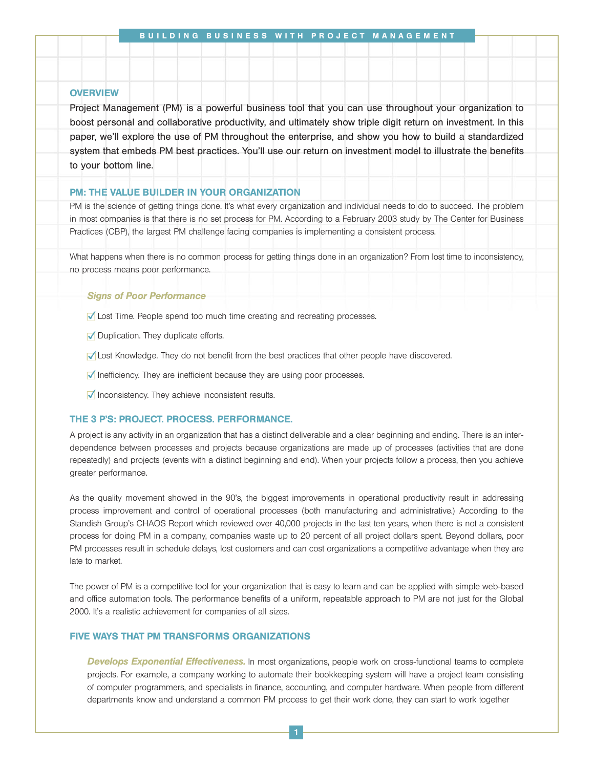## OVERVIEW

Project Management (PM) is a powerful business tool that you can use throughout your organization to boost personal and collaborative productivity, and ultimately show triple digit return on investment. In this paper, we'll explore the use of PM throughout the enterprise, and show you how to build a standardized system that embeds PM best practices. You'll use our return on investment model to illustrate the benefits to your bottom line.

## PM: THE VALUE BUILDER IN YOUR ORGANIZATION

PM is the science of getting things done. It's what every organization and individual needs to do to succeed. The problem in most companies is that there is no set process for PM. According to a February 2003 study by The Center for Business Practices (CBP), the largest PM challenge facing companies is implementing a consistent process.

What happens when there is no common process for getting things done in an organization? From lost time to inconsistency, no process means poor performance.

### *Signs of Poor Performance*

- ✓ Lost Time. People spend too much time creating and recreating processes.
- ✓ Duplication. They duplicate efforts.
- ✓ Lost Knowledge. They do not benefit from the best practices that other people have discovered.
- ✓ Inefficiency. They are inefficient because they are using poor processes.
- ✓ Inconsistency. They achieve inconsistent results.

## THE 3 P'S: PROJECT. PROCESS. PERFORMANCE.

A project is any activity in an organization that has a distinct deliverable and a clear beginning and ending. There is an inter-dependence between processes and projects because organizations are made up of processes (activities that are done repeatedly) and projects (events with a distinct beginning and end). When your projects follow a process, then you achieve greater performance.

As the quality movement showed in the 90's, the biggest improvements in operational productivity result in addressing process improvement and control of operational processes (both manufacturing and administrative.) According to the Standish Group's CHAOS Report which reviewed over 40,000 projects in the last ten years, when there is not a consistent process for doing PM in a company, companies waste up to 20 percent of all project dollars spent. Beyond dollars, poor PM processes result in schedule delays, lost customers and can cost organizations a competitive advantage when they are late to market.

The power of PM is a competitive tool for your organization that is easy to learn and can be applied with simple web-based and office automation tools. The performance benefits of a uniform, repeatable approach to PM are not just for the Global 2000. It's a realistic achievement for companies of all sizes.

## FIVE WAYS THAT PM TRANSFORMS ORGANIZATIONS

*Develops Exponential Effectiveness.* In most organizations, people work on cross-functional teams to complete projects. For example, a company working to automate their bookkeeping system will have a project team consisting of computer programmers, and specialists in finance, accounting, and computer hardware. When people from different departments know and understand a common PM process to get their work done, they can start to work together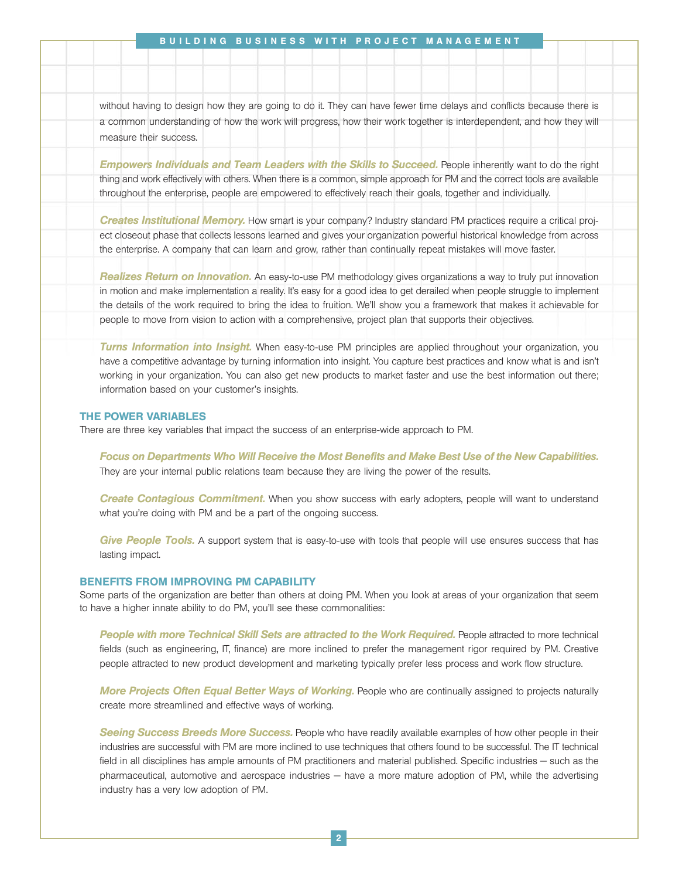without having to design how they are going to do it. They can have fewer time delays and conflicts because there is a common understanding of how the work will progress, how their work together is interdependent, and how they will measure their success.

***Empowers Individuals and Team Leaders with the Skills to Succeed.*** People inherently want to do the right thing and work effectively with others. When there is a common, simple approach for PM and the correct tools are available throughout the enterprise, people are empowered to effectively reach their goals, together and individually.

***Creates Institutional Memory.*** How smart is your company? Industry standard PM practices require a critical project closeout phase that collects lessons learned and gives your organization powerful historical knowledge from across the enterprise. A company that can learn and grow, rather than continually repeat mistakes will move faster.

***Realizes Return on Innovation.*** An easy-to-use PM methodology gives organizations a way to truly put innovation in motion and make implementation a reality. It's easy for a good idea to get derailed when people struggle to implement the details of the work required to bring the idea to fruition. We'll show you a framework that makes it achievable for people to move from vision to action with a comprehensive, project plan that supports their objectives.

***Turns Information into Insight.*** When easy-to-use PM principles are applied throughout your organization, you have a competitive advantage by turning information into insight. You capture best practices and know what is and isn't working in your organization. You can also get new products to market faster and use the best information out there; information based on your customer's insights.

## THE POWER VARIABLES

There are three key variables that impact the success of an enterprise-wide approach to PM.

***Focus on Departments Who Will Receive the Most Benefits and Make Best Use of the New Capabilities.*** They are your internal public relations team because they are living the power of the results.

***Create Contagious Commitment.*** When you show success with early adopters, people will want to understand what you're doing with PM and be a part of the ongoing success.

***Give People Tools.*** A support system that is easy-to-use with tools that people will use ensures success that has lasting impact.

## BENEFITS FROM IMPROVING PM CAPABILITY

Some parts of the organization are better than others at doing PM. When you look at areas of your organization that seem to have a higher innate ability to do PM, you'll see these commonalities:

***People with more Technical Skill Sets are attracted to the Work Required.*** People attracted to more technical fields (such as engineering, IT, finance) are more inclined to prefer the management rigor required by PM. Creative people attracted to new product development and marketing typically prefer less process and work flow structure.

***More Projects Often Equal Better Ways of Working.*** People who are continually assigned to projects naturally create more streamlined and effective ways of working.

***Seeing Success Breeds More Success.*** People who have readily available examples of how other people in their industries are successful with PM are more inclined to use techniques that others found to be successful. The IT technical field in all disciplines has ample amounts of PM practitioners and material published. Specific industries – such as the pharmaceutical, automotive and aerospace industries – have a more mature adoption of PM, while the advertising industry has a very low adoption of PM.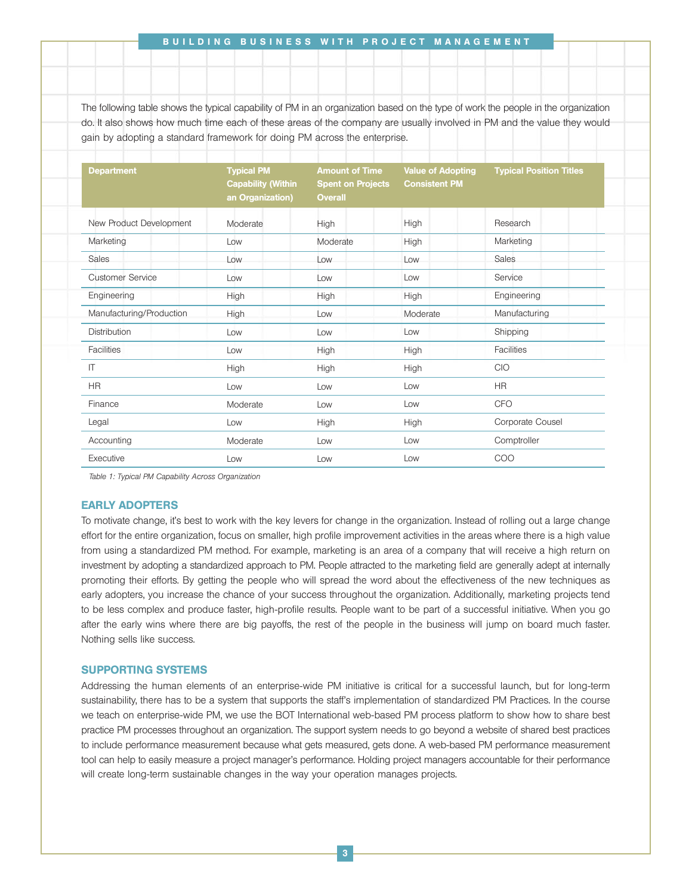The following table shows the typical capability of PM in an organization based on the type of work the people in the organization do. It also shows how much time each of these areas of the company are usually involved in PM and the value they would gain by adopting a standard framework for doing PM across the enterprise.

| Department | Typical PM Capability (Within an Organization) | Amount of Time Spent on Projects Overall | Value of Adopting Consistent PM | Typical Position Titles |
|---|---|---|---|---|
| New Product Development | Moderate | High | High | Research |
| Marketing | Low | Moderate | High | Marketing |
| Sales | Low | Low | Low | Sales |
| Customer Service | Low | Low | Low | Service |
| Engineering | High | High | High | Engineering |
| Manufacturing/Production | High | Low | Moderate | Manufacturing |
| Distribution | Low | Low | Low | Shipping |
| Facilities | Low | High | High | Facilities |
| IT | High | High | High | CIO |
| HR | Low | Low | Low | HR |
| Finance | Moderate | Low | Low | CFO |
| Legal | Low | High | High | Corporate Cousel |
| Accounting | Moderate | Low | Low | Comptroller |
| Executive | Low | Low | Low | COO |

*Table 1: Typical PM Capability Across Organization*

## EARLY ADOPTERS

To motivate change, it's best to work with the key levers for change in the organization. Instead of rolling out a large change effort for the entire organization, focus on smaller, high profile improvement activities in the areas where there is a high value from using a standardized PM method. For example, marketing is an area of a company that will receive a high return on investment by adopting a standardized approach to PM. People attracted to the marketing field are generally adept at internally promoting their efforts. By getting the people who will spread the word about the effectiveness of the new techniques as early adopters, you increase the chance of your success throughout the organization. Additionally, marketing projects tend to be less complex and produce faster, high-profile results. People want to be part of a successful initiative. When you go after the early wins where there are big payoffs, the rest of the people in the business will jump on board much faster. Nothing sells like success.

## SUPPORTING SYSTEMS

Addressing the human elements of an enterprise-wide PM initiative is critical for a successful launch, but for long-term sustainability, there has to be a system that supports the staff's implementation of standardized PM Practices. In the course we teach on enterprise-wide PM, we use the BOT International web-based PM process platform to show how to share best practice PM processes throughout an organization. The support system needs to go beyond a website of shared best practices to include performance measurement because what gets measured, gets done. A web-based PM performance measurement tool can help to easily measure a project manager's performance. Holding project managers accountable for their performance will create long-term sustainable changes in the way your operation manages projects.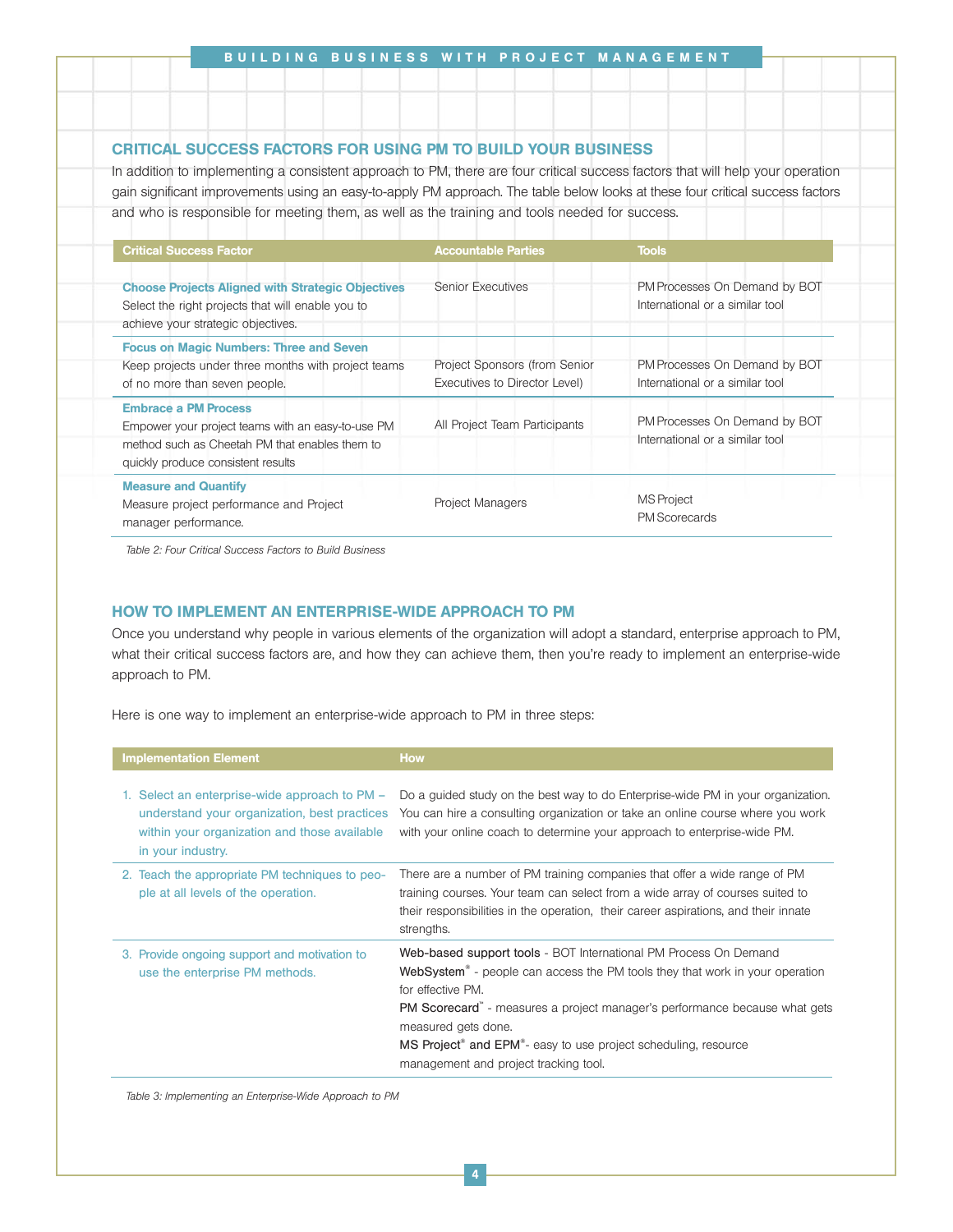## CRITICAL SUCCESS FACTORS FOR USING PM TO BUILD YOUR BUSINESS

In addition to implementing a consistent approach to PM, there are four critical success factors that will help your operation gain significant improvements using an easy-to-apply PM approach. The table below looks at these four critical success factors and who is responsible for meeting them, as well as the training and tools needed for success.

| Critical Success Factor | Accountable Parties | Tools |
|---|---|---|
| **Choose Projects Aligned with Strategic Objectives** Select the right projects that will enable you to achieve your strategic objectives. | Senior Executives | PM Processes On Demand by BOT International or a similar tool |
| **Focus on Magic Numbers: Three and Seven** Keep projects under three months with project teams of no more than seven people. | Project Sponsors (from Senior Executives to Director Level) | PM Processes On Demand by BOT International or a similar tool |
| **Embrace a PM Process** Empower your project teams with an easy-to-use PM method such as Cheetah PM that enables them to quickly produce consistent results | All Project Team Participants | PM Processes On Demand by BOT International or a similar tool |
| **Measure and Quantify** Measure project performance and Project manager performance. | Project Managers | MS Project PM Scorecards |

*Table 2: Four Critical Success Factors to Build Business*

## HOW TO IMPLEMENT AN ENTERPRISE-WIDE APPROACH TO PM

Once you understand why people in various elements of the organization will adopt a standard, enterprise approach to PM, what their critical success factors are, and how they can achieve them, then you're ready to implement an enterprise-wide approach to PM.

Here is one way to implement an enterprise-wide approach to PM in three steps:

| Implementation Element | How |
|---|---|
| 1. Select an enterprise-wide approach to PM – understand your organization, best practices within your organization and those available in your industry. | Do a guided study on the best way to do Enterprise-wide PM in your organization. You can hire a consulting organization or take an online course where you work with your online coach to determine your approach to enterprise-wide PM. |
| 2. Teach the appropriate PM techniques to people at all levels of the operation. | There are a number of PM training companies that offer a wide range of PM training courses. Your team can select from a wide array of courses suited to their responsibilities in the operation, their career aspirations, and their innate strengths. |
| 3. Provide ongoing support and motivation to use the enterprise PM methods. | Web-based support tools - BOT International PM Process On Demand WebSystem® - people can access the PM tools they that work in your operation for effective PM. PM Scorecard™ - measures a project manager's performance because what gets measured gets done. MS Project® and EPM®- easy to use project scheduling, resource management and project tracking tool. |

*Table 3: Implementing an Enterprise-Wide Approach to PM*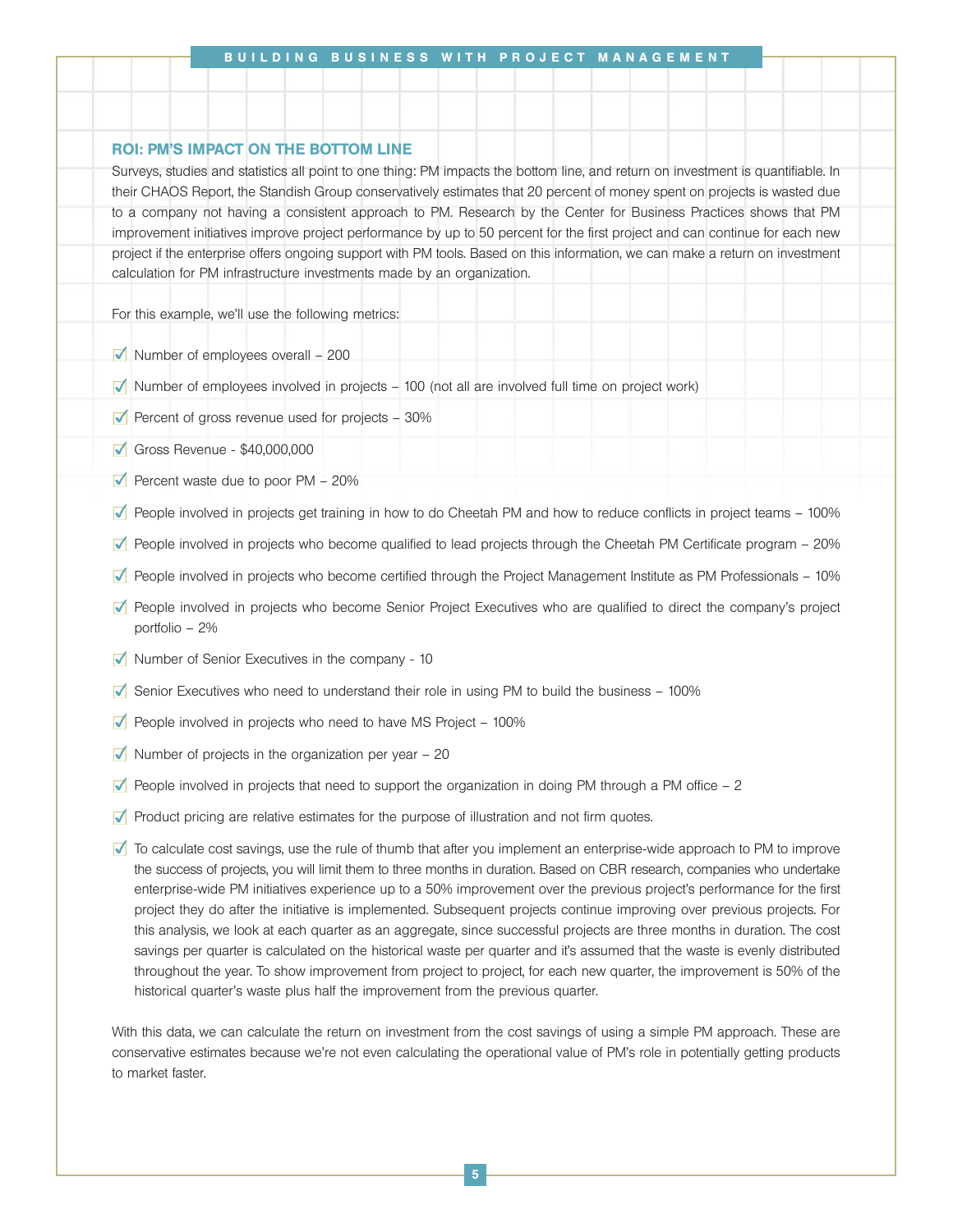## ROI: PM'S IMPACT ON THE BOTTOM LINE

Surveys, studies and statistics all point to one thing: PM impacts the bottom line, and return on investment is quantifiable. In their CHAOS Report, the Standish Group conservatively estimates that 20 percent of money spent on projects is wasted due to a company not having a consistent approach to PM. Research by the Center for Business Practices shows that PM improvement initiatives improve project performance by up to 50 percent for the first project and can continue for each new project if the enterprise offers ongoing support with PM tools. Based on this information, we can make a return on investment calculation for PM infrastructure investments made by an organization.

For this example, we'll use the following metrics:

- Number of employees overall – 200
- Number of employees involved in projects – 100 (not all are involved full time on project work)
- Percent of gross revenue used for projects – 30%
- Gross Revenue - $40,000,000
- Percent waste due to poor PM – 20%
- People involved in projects get training in how to do Cheetah PM and how to reduce conflicts in project teams – 100%
- People involved in projects who become qualified to lead projects through the Cheetah PM Certificate program – 20%
- People involved in projects who become certified through the Project Management Institute as PM Professionals – 10%
- People involved in projects who become Senior Project Executives who are qualified to direct the company's project portfolio – 2%
- Number of Senior Executives in the company - 10
- Senior Executives who need to understand their role in using PM to build the business – 100%
- People involved in projects who need to have MS Project – 100%
- Number of projects in the organization per year – 20
- People involved in projects that need to support the organization in doing PM through a PM office – 2
- Product pricing are relative estimates for the purpose of illustration and not firm quotes.
- To calculate cost savings, use the rule of thumb that after you implement an enterprise-wide approach to PM to improve the success of projects, you will limit them to three months in duration. Based on CBR research, companies who undertake enterprise-wide PM initiatives experience up to a 50% improvement over the previous project's performance for the first project they do after the initiative is implemented. Subsequent projects continue improving over previous projects. For this analysis, we look at each quarter as an aggregate, since successful projects are three months in duration. The cost savings per quarter is calculated on the historical waste per quarter and it's assumed that the waste is evenly distributed throughout the year. To show improvement from project to project, for each new quarter, the improvement is 50% of the historical quarter's waste plus half the improvement from the previous quarter.

With this data, we can calculate the return on investment from the cost savings of using a simple PM approach. These are conservative estimates because we're not even calculating the operational value of PM's role in potentially getting products to market faster.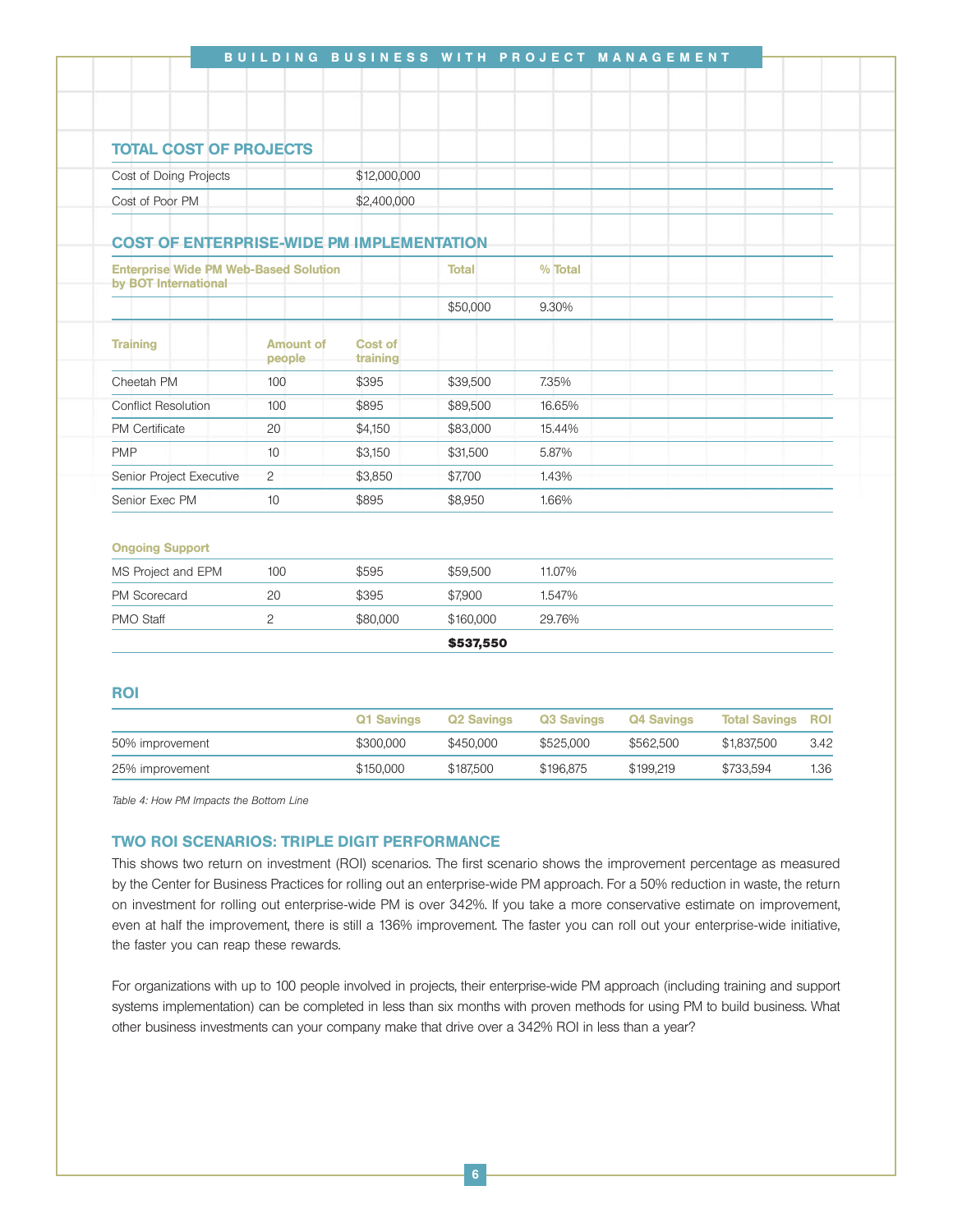## TOTAL COST OF PROJECTS

| | |
|---|---|
| Cost of Doing Projects | $12,000,000 |
| Cost of Poor PM | $2,400,000 |

## COST OF ENTERPRISE-WIDE PM IMPLEMENTATION

| Enterprise Wide PM Web-Based Solution by BOT International | | | Total | % Total |
|---|---|---|---|---|
| | | | $50,000 | 9.30% |
| **Training** | **Amount of people** | **Cost of training** | | |
| Cheetah PM | 100 | $395 | $39,500 | 7.35% |
| Conflict Resolution | 100 | $895 | $89,500 | 16.65% |
| PM Certificate | 20 | $4,150 | $83,000 | 15.44% |
| PMP | 10 | $3,150 | $31,500 | 5.87% |
| Senior Project Executive | 2 | $3,850 | $7,700 | 1.43% |
| Senior Exec PM | 10 | $895 | $8,950 | 1.66% |
| **Ongoing Support** | | | | |
| MS Project and EPM | 100 | $595 | $59,500 | 11.07% |
| PM Scorecard | 20 | $395 | $7,900 | 1.547% |
| PMO Staff | 2 | $80,000 | $160,000 | 29.76% |
| | | | **$537,550** | |

## ROI

| | Q1 Savings | Q2 Savings | Q3 Savings | Q4 Savings | Total Savings | ROI |
|---|---|---|---|---|---|---|
| 50% improvement | $300,000 | $450,000 | $525,000 | $562,500 | $1,837,500 | 3.42 |
| 25% improvement | $150,000 | $187,500 | $196,875 | $199,219 | $733,594 | 1.36 |

*Table 4: How PM Impacts the Bottom Line*

## TWO ROI SCENARIOS: TRIPLE DIGIT PERFORMANCE

This shows two return on investment (ROI) scenarios. The first scenario shows the improvement percentage as measured by the Center for Business Practices for rolling out an enterprise-wide PM approach. For a 50% reduction in waste, the return on investment for rolling out enterprise-wide PM is over 342%. If you take a more conservative estimate on improvement, even at half the improvement, there is still a 136% improvement. The faster you can roll out your enterprise-wide initiative, the faster you can reap these rewards.

For organizations with up to 100 people involved in projects, their enterprise-wide PM approach (including training and support systems implementation) can be completed in less than six months with proven methods for using PM to build business. What other business investments can your company make that drive over a 342% ROI in less than a year?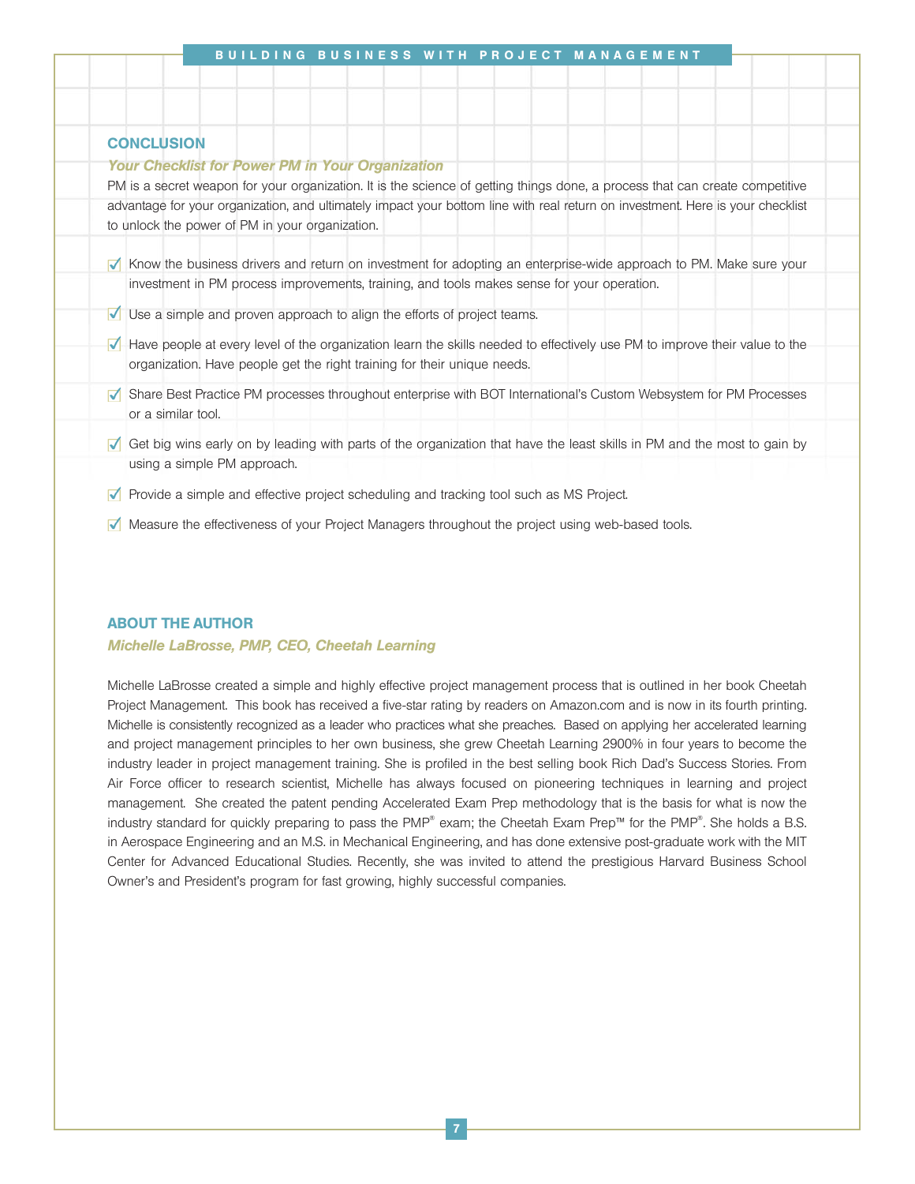## CONCLUSION

***Your Checklist for Power PM in Your Organization***

PM is a secret weapon for your organization. It is the science of getting things done, a process that can create competitive advantage for your organization, and ultimately impact your bottom line with real return on investment. Here is your checklist to unlock the power of PM in your organization.

- ✓ Know the business drivers and return on investment for adopting an enterprise-wide approach to PM. Make sure your investment in PM process improvements, training, and tools makes sense for your operation.
- ✓ Use a simple and proven approach to align the efforts of project teams.
- ✓ Have people at every level of the organization learn the skills needed to effectively use PM to improve their value to the organization. Have people get the right training for their unique needs.
- ✓ Share Best Practice PM processes throughout enterprise with BOT International's Custom Websystem for PM Processes or a similar tool.
- ✓ Get big wins early on by leading with parts of the organization that have the least skills in PM and the most to gain by using a simple PM approach.
- ✓ Provide a simple and effective project scheduling and tracking tool such as MS Project.
- ✓ Measure the effectiveness of your Project Managers throughout the project using web-based tools.

## ABOUT THE AUTHOR

***Michelle LaBrosse, PMP, CEO, Cheetah Learning***

Michelle LaBrosse created a simple and highly effective project management process that is outlined in her book Cheetah Project Management. This book has received a five-star rating by readers on Amazon.com and is now in its fourth printing. Michelle is consistently recognized as a leader who practices what she preaches. Based on applying her accelerated learning and project management principles to her own business, she grew Cheetah Learning 2900% in four years to become the industry leader in project management training. She is profiled in the best selling book Rich Dad's Success Stories. From Air Force officer to research scientist, Michelle has always focused on pioneering techniques in learning and project management. She created the patent pending Accelerated Exam Prep methodology that is the basis for what is now the industry standard for quickly preparing to pass the PMP® exam; the Cheetah Exam Prep™ for the PMP®. She holds a B.S. in Aerospace Engineering and an M.S. in Mechanical Engineering, and has done extensive post-graduate work with the MIT Center for Advanced Educational Studies. Recently, she was invited to attend the prestigious Harvard Business School Owner's and President's program for fast growing, highly successful companies.